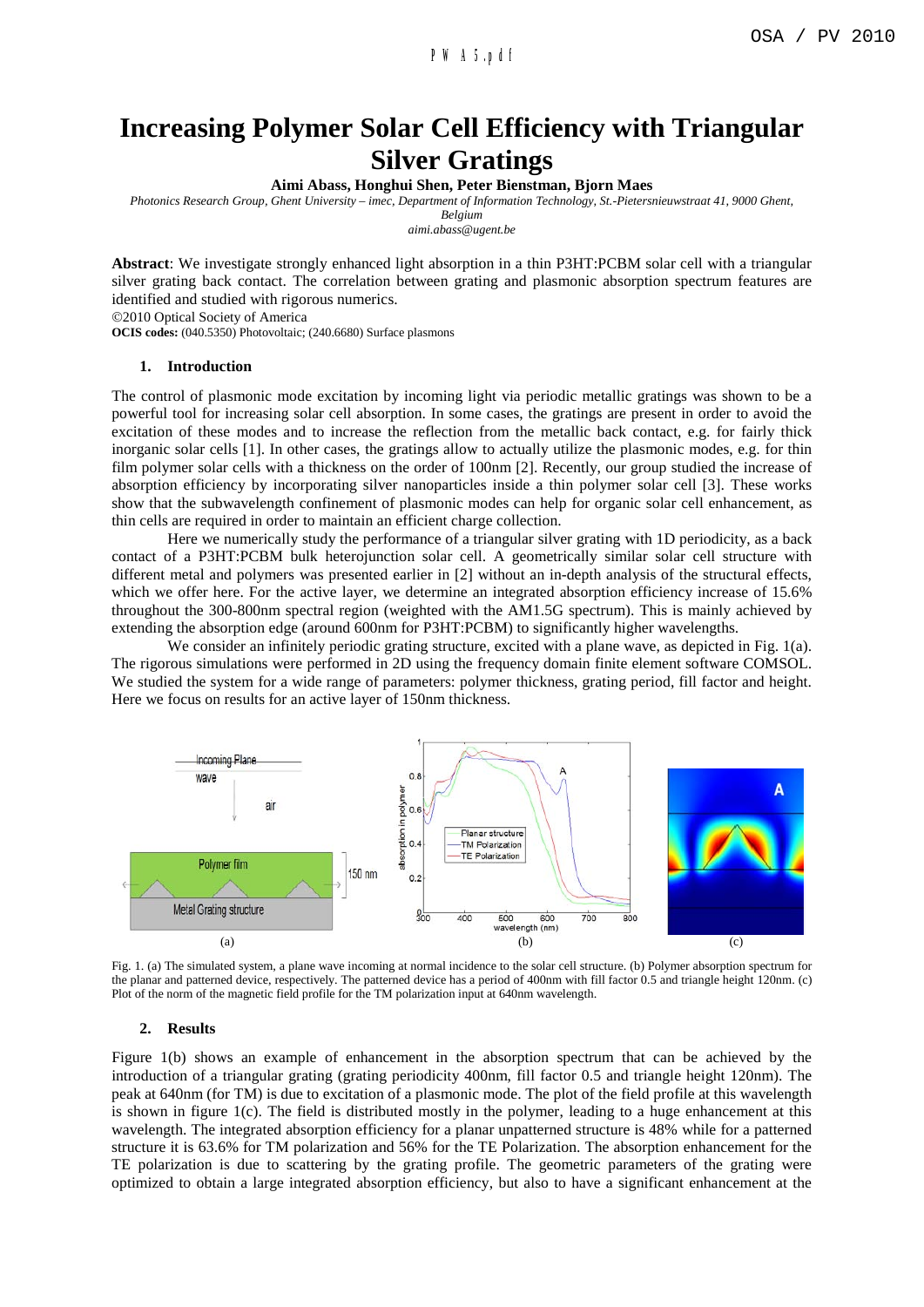# Increasing Polymer Solar Cell Efficiency with Triangular Silver Gratings

**Aimi Abass, Honghui Shen, Peter Bienstman, Bjorn Maes**

*Photonics Research Group, Ghent University – imec, Department of Information Technology, St.-Pietersnieuwstraat 41, 9000 Ghent, Belgium*
*aimi.abass@ugent.be*

**Abstract**: We investigate strongly enhanced light absorption in a thin P3HT:PCBM solar cell with a triangular silver grating back contact. The correlation between grating and plasmonic absorption spectrum features are identified and studied with rigorous numerics.

©2010 Optical Society of America

**OCIS codes:** (040.5350) Photovoltaic; (240.6680) Surface plasmons

## 1. Introduction

The control of plasmonic mode excitation by incoming light via periodic metallic gratings was shown to be a powerful tool for increasing solar cell absorption. In some cases, the gratings are present in order to avoid the excitation of these modes and to increase the reflection from the metallic back contact, e.g. for fairly thick inorganic solar cells [1]. In other cases, the gratings allow to actually utilize the plasmonic modes, e.g. for thin film polymer solar cells with a thickness on the order of 100nm [2]. Recently, our group studied the increase of absorption efficiency by incorporating silver nanoparticles inside a thin polymer solar cell [3]. These works show that the subwavelength confinement of plasmonic modes can help for organic solar cell enhancement, as thin cells are required in order to maintain an efficient charge collection.

Here we numerically study the performance of a triangular silver grating with 1D periodicity, as a back contact of a P3HT:PCBM bulk heterojunction solar cell. A geometrically similar solar cell structure with different metal and polymers was presented earlier in [2] without an in-depth analysis of the structural effects, which we offer here. For the active layer, we determine an integrated absorption efficiency increase of 15.6% throughout the 300-800nm spectral region (weighted with the AM1.5G spectrum). This is mainly achieved by extending the absorption edge (around 600nm for P3HT:PCBM) to significantly higher wavelengths.

We consider an infinitely periodic grating structure, excited with a plane wave, as depicted in Fig. 1(a). The rigorous simulations were performed in 2D using the frequency domain finite element software COMSOL. We studied the system for a wide range of parameters: polymer thickness, grating period, fill factor and height. Here we focus on results for an active layer of 150nm thickness.

Fig. 1. (a) The simulated system, a plane wave incoming at normal incidence to the solar cell structure. (b) Polymer absorption spectrum for the planar and patterned device, respectively. The patterned device has a period of 400nm with fill factor 0.5 and triangle height 120nm. (c) Plot of the norm of the magnetic field profile for the TM polarization input at 640nm wavelength.

## 2. Results

Figure 1(b) shows an example of enhancement in the absorption spectrum that can be achieved by the introduction of a triangular grating (grating periodicity 400nm, fill factor 0.5 and triangle height 120nm). The peak at 640nm (for TM) is due to excitation of a plasmonic mode. The plot of the field profile at this wavelength is shown in figure 1(c). The field is distributed mostly in the polymer, leading to a huge enhancement at this wavelength. The integrated absorption efficiency for a planar unpatterned structure is 48% while for a patterned structure it is 63.6% for TM polarization and 56% for the TE Polarization. The absorption enhancement for the TE polarization is due to scattering by the grating profile. The geometric parameters of the grating were optimized to obtain a large integrated absorption efficiency, but also to have a significant enhancement at the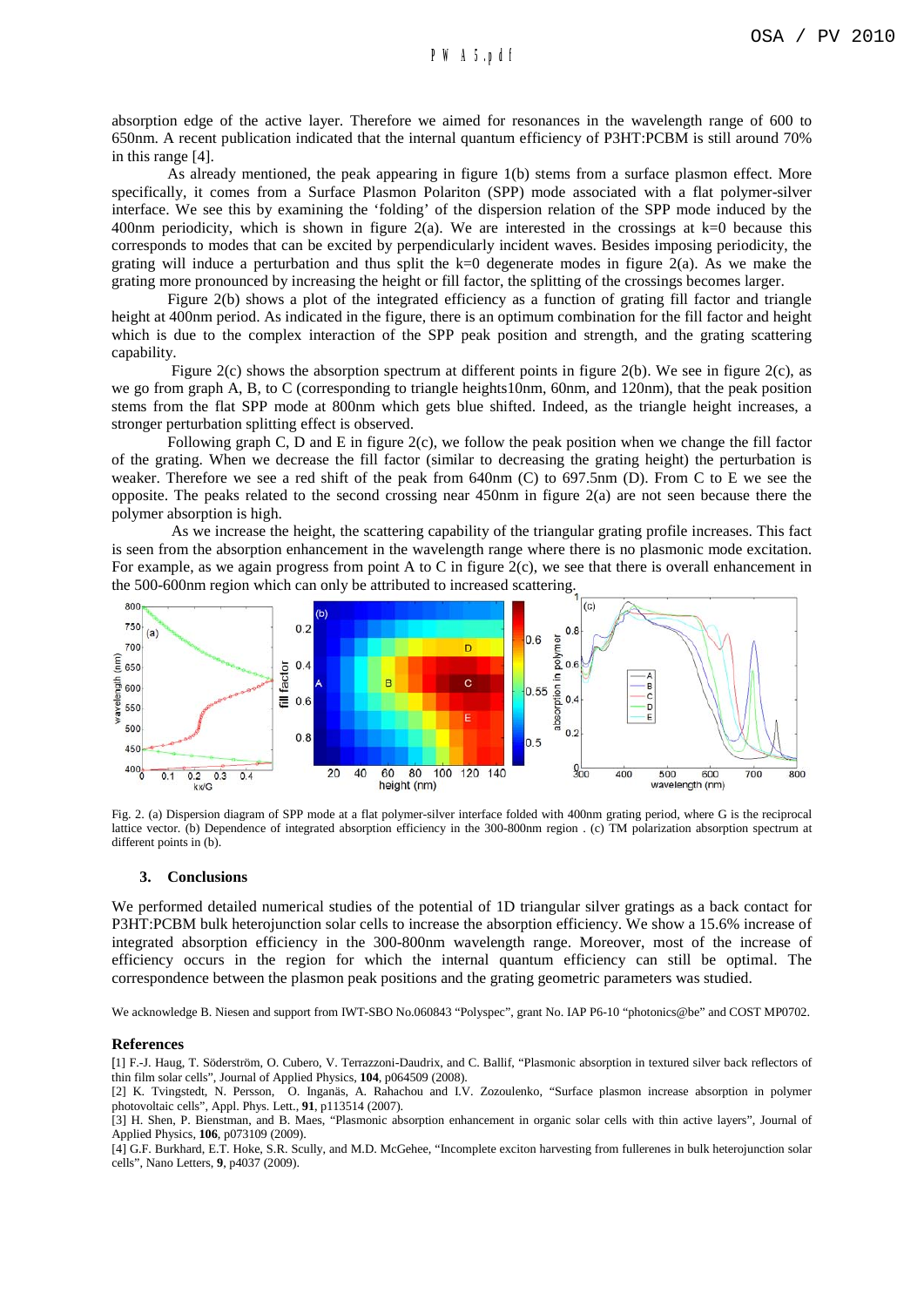absorption edge of the active layer. Therefore we aimed for resonances in the wavelength range of 600 to 650nm. A recent publication indicated that the internal quantum efficiency of P3HT:PCBM is still around 70% in this range [4].

As already mentioned, the peak appearing in figure 1(b) stems from a surface plasmon effect. More specifically, it comes from a Surface Plasmon Polariton (SPP) mode associated with a flat polymer-silver interface. We see this by examining the 'folding' of the dispersion relation of the SPP mode induced by the 400nm periodicity, which is shown in figure 2(a). We are interested in the crossings at k=0 because this corresponds to modes that can be excited by perpendicularly incident waves. Besides imposing periodicity, the grating will induce a perturbation and thus split the k=0 degenerate modes in figure 2(a). As we make the grating more pronounced by increasing the height or fill factor, the splitting of the crossings becomes larger.

Figure 2(b) shows a plot of the integrated efficiency as a function of grating fill factor and triangle height at 400nm period. As indicated in the figure, there is an optimum combination for the fill factor and height which is due to the complex interaction of the SPP peak position and strength, and the grating scattering capability.

Figure 2(c) shows the absorption spectrum at different points in figure 2(b). We see in figure 2(c), as we go from graph A, B, to C (corresponding to triangle heights10nm, 60nm, and 120nm), that the peak position stems from the flat SPP mode at 800nm which gets blue shifted. Indeed, as the triangle height increases, a stronger perturbation splitting effect is observed.

Following graph C, D and E in figure 2(c), we follow the peak position when we change the fill factor of the grating. When we decrease the fill factor (similar to decreasing the grating height) the perturbation is weaker. Therefore we see a red shift of the peak from 640nm (C) to 697.5nm (D). From C to E we see the opposite. The peaks related to the second crossing near 450nm in figure 2(a) are not seen because there the polymer absorption is high.

As we increase the height, the scattering capability of the triangular grating profile increases. This fact is seen from the absorption enhancement in the wavelength range where there is no plasmonic mode excitation. For example, as we again progress from point A to C in figure 2(c), we see that there is overall enhancement in the 500-600nm region which can only be attributed to increased scattering.

(a)
wavelength (nm)
800
750
700
650
600
550
500
450
400
0 0.1 0.2 0.3 0.4
kx/G

(b)
fill factor
0.2
0.4
0.6
0.8
A B C D E
20 40 60 80 100 120 140
height (nm)
0.6
0.55
0.5

(c)
absorption in polymer
1
0.8
0.6
0.4
0.2
0
300 400 500 600 700 800
wavelength (nm)
A
B
C
D
E

Fig. 2. (a) Dispersion diagram of SPP mode at a flat polymer-silver interface folded with 400nm grating period, where G is the reciprocal lattice vector. (b) Dependence of integrated absorption efficiency in the 300-800nm region . (c) TM polarization absorption spectrum at different points in (b).

## 3. Conclusions

We performed detailed numerical studies of the potential of 1D triangular silver gratings as a back contact for P3HT:PCBM bulk heterojunction solar cells to increase the absorption efficiency. We show a 15.6% increase of integrated absorption efficiency in the 300-800nm wavelength range. Moreover, most of the increase of efficiency occurs in the region for which the internal quantum efficiency can still be optimal. The correspondence between the plasmon peak positions and the grating geometric parameters was studied.

We acknowledge B. Niesen and support from IWT-SBO No.060843 "Polyspec", grant No. IAP P6-10 "photonics@be" and COST MP0702.

## References

[1] F.-J. Haug, T. Söderström, O. Cubero, V. Terrazzoni-Daudrix, and C. Ballif, "Plasmonic absorption in textured silver back reflectors of thin film solar cells", Journal of Applied Physics, **104**, p064509 (2008).

[2] K. Tvingstedt, N. Persson, O. Inganäs, A. Rahachou and I.V. Zozoulenko, "Surface plasmon increase absorption in polymer photovoltaic cells", Appl. Phys. Lett., **91**, p113514 (2007).

[3] H. Shen, P. Bienstman, and B. Maes, "Plasmonic absorption enhancement in organic solar cells with thin active layers", Journal of Applied Physics, **106**, p073109 (2009).

[4] G.F. Burkhard, E.T. Hoke, S.R. Scully, and M.D. McGehee, "Incomplete exciton harvesting from fullerenes in bulk heterojunction solar cells", Nano Letters, **9**, p4037 (2009).